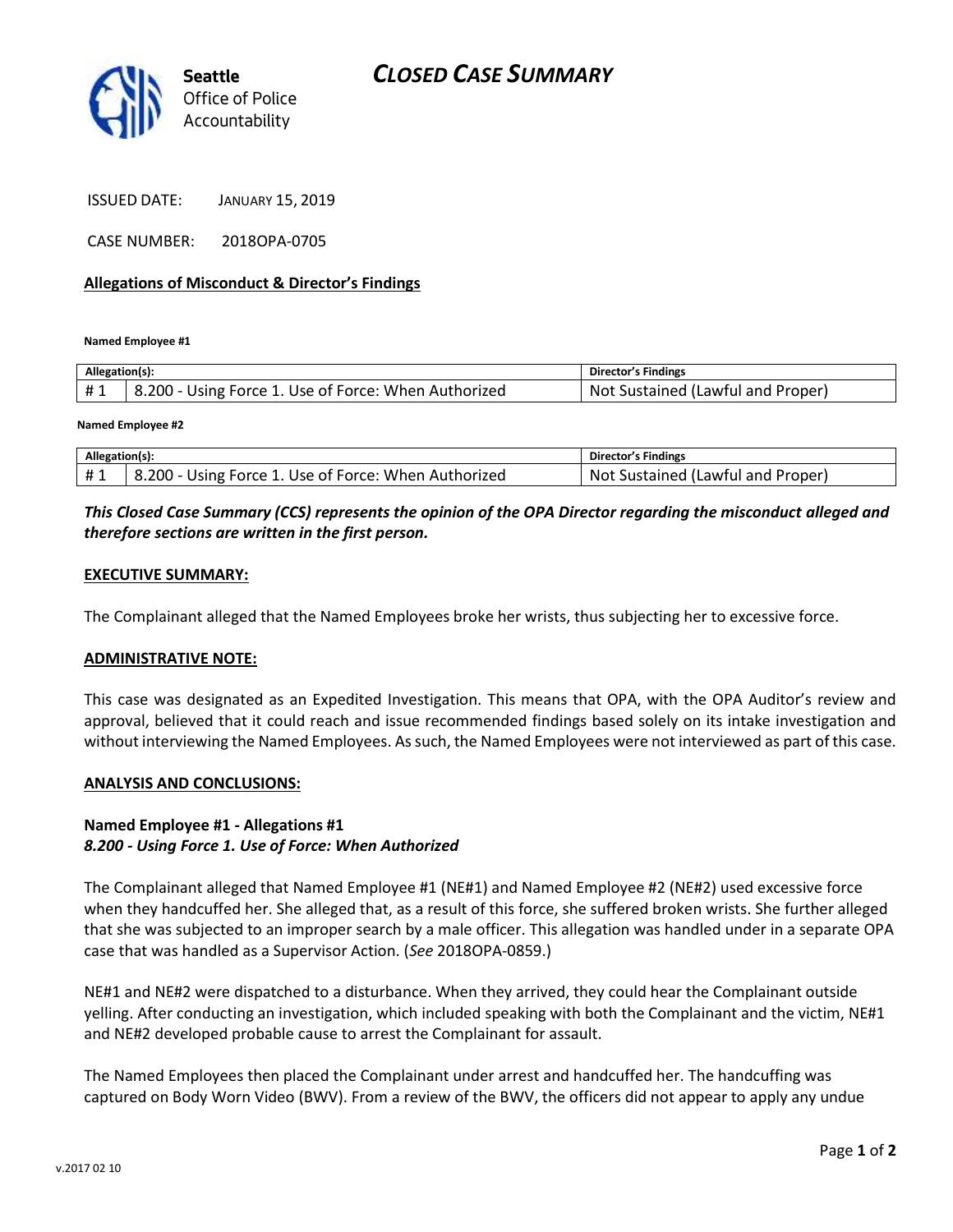# CLOSED CASE SUMMARY

Seattle Office of Police Accountability

ISSUED DATE: JANUARY 15, 2019

CASE NUMBER: 2018OPA-0705

**Allegations of Misconduct & Director's Findings**

**Named Employee #1**

| Allegation(s): | | Director's Findings |
|---|---|---|
| # 1 | 8.200 - Using Force 1. Use of Force: When Authorized | Not Sustained (Lawful and Proper) |

**Named Employee #2**

| Allegation(s): | | Director's Findings |
|---|---|---|
| # 1 | 8.200 - Using Force 1. Use of Force: When Authorized | Not Sustained (Lawful and Proper) |

***This Closed Case Summary (CCS) represents the opinion of the OPA Director regarding the misconduct alleged and therefore sections are written in the first person.***

**EXECUTIVE SUMMARY:**

The Complainant alleged that the Named Employees broke her wrists, thus subjecting her to excessive force.

**ADMINISTRATIVE NOTE:**

This case was designated as an Expedited Investigation. This means that OPA, with the OPA Auditor's review and approval, believed that it could reach and issue recommended findings based solely on its intake investigation and without interviewing the Named Employees. As such, the Named Employees were not interviewed as part of this case.

**ANALYSIS AND CONCLUSIONS:**

**Named Employee #1 - Allegations #1**
***8.200 - Using Force 1. Use of Force: When Authorized***

The Complainant alleged that Named Employee #1 (NE#1) and Named Employee #2 (NE#2) used excessive force when they handcuffed her. She alleged that, as a result of this force, she suffered broken wrists. She further alleged that she was subjected to an improper search by a male officer. This allegation was handled under in a separate OPA case that was handled as a Supervisor Action. (*See* 2018OPA-0859.)

NE#1 and NE#2 were dispatched to a disturbance. When they arrived, they could hear the Complainant outside yelling. After conducting an investigation, which included speaking with both the Complainant and the victim, NE#1 and NE#2 developed probable cause to arrest the Complainant for assault.

The Named Employees then placed the Complainant under arrest and handcuffed her. The handcuffing was captured on Body Worn Video (BWV). From a review of the BWV, the officers did not appear to apply any undue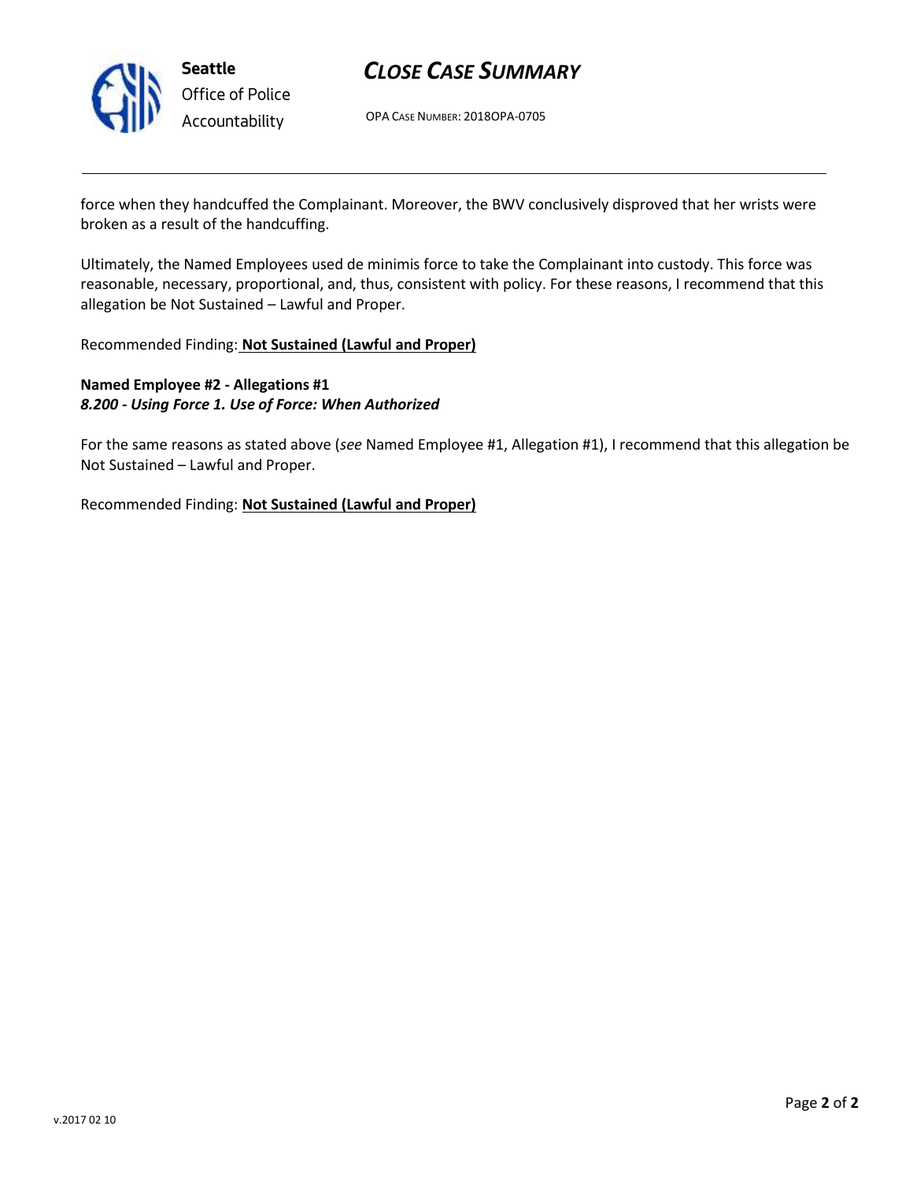force when they handcuffed the Complainant. Moreover, the BWV conclusively disproved that her wrists were broken as a result of the handcuffing.

Ultimately, the Named Employees used de minimis force to take the Complainant into custody. This force was reasonable, necessary, proportional, and, thus, consistent with policy. For these reasons, I recommend that this allegation be Not Sustained – Lawful and Proper.

Recommended Finding: **Not Sustained (Lawful and Proper)**

**Named Employee #2 - Allegations #1**
***8.200 - Using Force 1. Use of Force: When Authorized***

For the same reasons as stated above (*see* Named Employee #1, Allegation #1), I recommend that this allegation be Not Sustained – Lawful and Proper.

Recommended Finding: **Not Sustained (Lawful and Proper)**